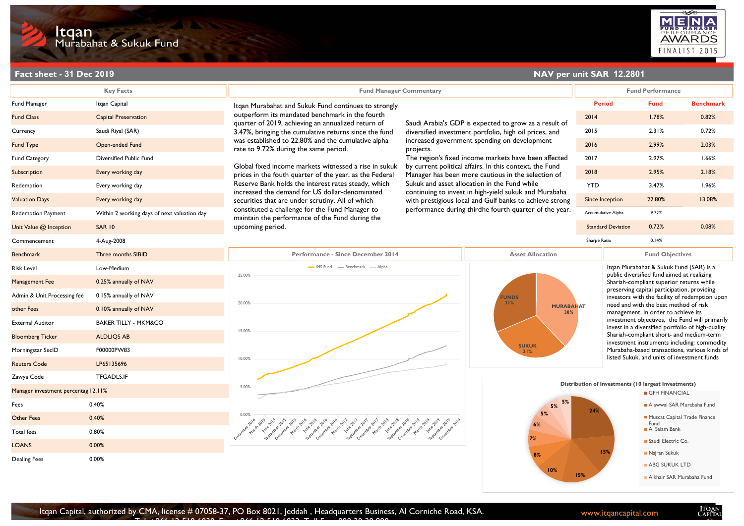# Itqan Murabahat & Sukuk Fund

MENA Fund Manager Performance Awards — Finalist 2015

**Fact sheet - 31 Dec 2019** | **NAV per unit SAR 12.2801**

## Key Facts

| Key Facts | |
|---|---|
| Fund Manager | Itqan Capital |
| Fund Class | Capital Preservation |
| Currency | Saudi Riyal (SAR) |
| Fund Type | Open-ended Fund |
| Fund Category | Diversified Public Fund |
| Subscription | Every working day |
| Redemption | Every working day |
| Valuation Days | Every working day |
| Redemption Payment | Within 2 working days of next valuation day |
| Unit Value @ Inception | SAR 10 |
| Commencement | 4-Aug-2008 |
| Benchmark | Three months SIBID |
| Risk Level | Low-Medium |
| Management Fee | 0.25% annually of NAV |
| Admin & Unit Processing fee | 0.15% annually of NAV |
| other Fees | 0.10% annually of NAV |
| External Auditor | BAKER TILLY - MKM&CO |
| Bloomberg Ticker | ALDLIQS AB |
| Morningstar SecID | F00000PW83 |
| Reuters Code | LP65135696 |
| Zawya Code | TFGADLS.IF |
| Manager investment percentag | 12.11% |
| Fees | 0.40% |
| Other Fees | 0.40% |
| Total fees | 0.80% |
| LOANS | 0.00% |
| Dealing Fees | 0.00% |

## Fund Manager Commentary

Itqan Murabahat and Sukuk Fund continues to strongly outperform its mandated benchmark in the fourth quarter of 2019, achieving an annualized return of 3.47%, bringing the cumulative returns since the fund was established to 22.80% and the cumulative alpha rate to 9.72% during the same period.

Global fixed income markets witnessed a rise in sukuk prices in the fouth quarter of the year, as the Federal Reserve Bank holds the interest rates steady, which increased the demand for US dollar-denominated securities that are under scrutiny. All of which constituted a challenge for the Fund Manager to maintain the performance of the Fund during the upcoming period.

Saudi Arabia's GDP is expected to grow as a result of diversified investment portfolio, high oil prices, and increased government spending on development projects.

The region's fixed income markets have been affected by current political affairs. In this context, the Fund Manager has been more cautious in the selection of Sukuk and asset allocation in the Fund while continuing to invest in high-yield sukuk and Murabaha with prestigious local and Gulf banks to achieve strong performance during thirdhe fourth quarter of the year.

## Fund Performance

| Period | Fund | Benchmark |
|---|---|---|
| 2014 | 1.78% | 0.82% |
| 2015 | 2.31% | 0.72% |
| 2016 | 2.99% | 2.03% |
| 2017 | 2.97% | 1.66% |
| 2018 | 2.95% | 2.18% |
| YTD | 3.47% | 1.96% |
| Since Inception | 22.80% | 13.08% |
| Accumulative Alpha | 9.72% | |
| Standard Deviation | 0.72% | 0.08% |
| Sharpe Ratio | 0.14% | |

## Performance - Since December 2014

Legend: IMS Fund, Benchmark, Alpha

Y-axis: 0.00%, 5.00%, 10.00%, 15.00%, 20.00%, 25.00%

X-axis: December 2014, March 2015, June 2015, September 2015, December 2015, March 2016, June 2016, September 2016, December 2016, March 2017, June 2017, September 2017, December 2017, March 2018, June 2018, September 2018, December 2018, March 2019, June 2019, September 2019, December 2019

## Asset Allocation

| Asset | Allocation |
|---|---|
| Murabahat | 38% |
| Sukuk | 31% |
| Funds | 31% |

## Fund Objectives

Itqan Murabahat & Sukuk Fund (SAR) is a public diversified fund aimed at realizing Shariah-compliant superior returns while preserving capital participation, providing investors with the facility of redemption upon need and with the best method of risk management. In order to achieve its investment objectives, the Fund will primarily invest in a diversified portfolio of high-quality Shariah-compliant short- and medium-term investment instruments including: commodity Murabaha-based transactions, various kinds of listed Sukuk, and units of investment funds

## Distribution of Investments (10 largest Investments)

- GFH FINANCIAL
- Alawwal SAR Murabaha Fund
- Muscat Capital Trade Finance Fund
- Al Salam Bank
- Saudi Electric Co.
- Nsjran Sukuk
- ABG SUKUK LTD
- Alkhair SAR Murabaha Fund

Chart values: 24%, 15%, 15%, 10%, 8%, 7%, 6%, 5%, 5%, 5%

Itqan Capital, authorized by CMA, license # 07058-37, PO Box 8021, Jeddah , Headquarters Business, Al Corniche Road, KSA.

www.itqancapital.com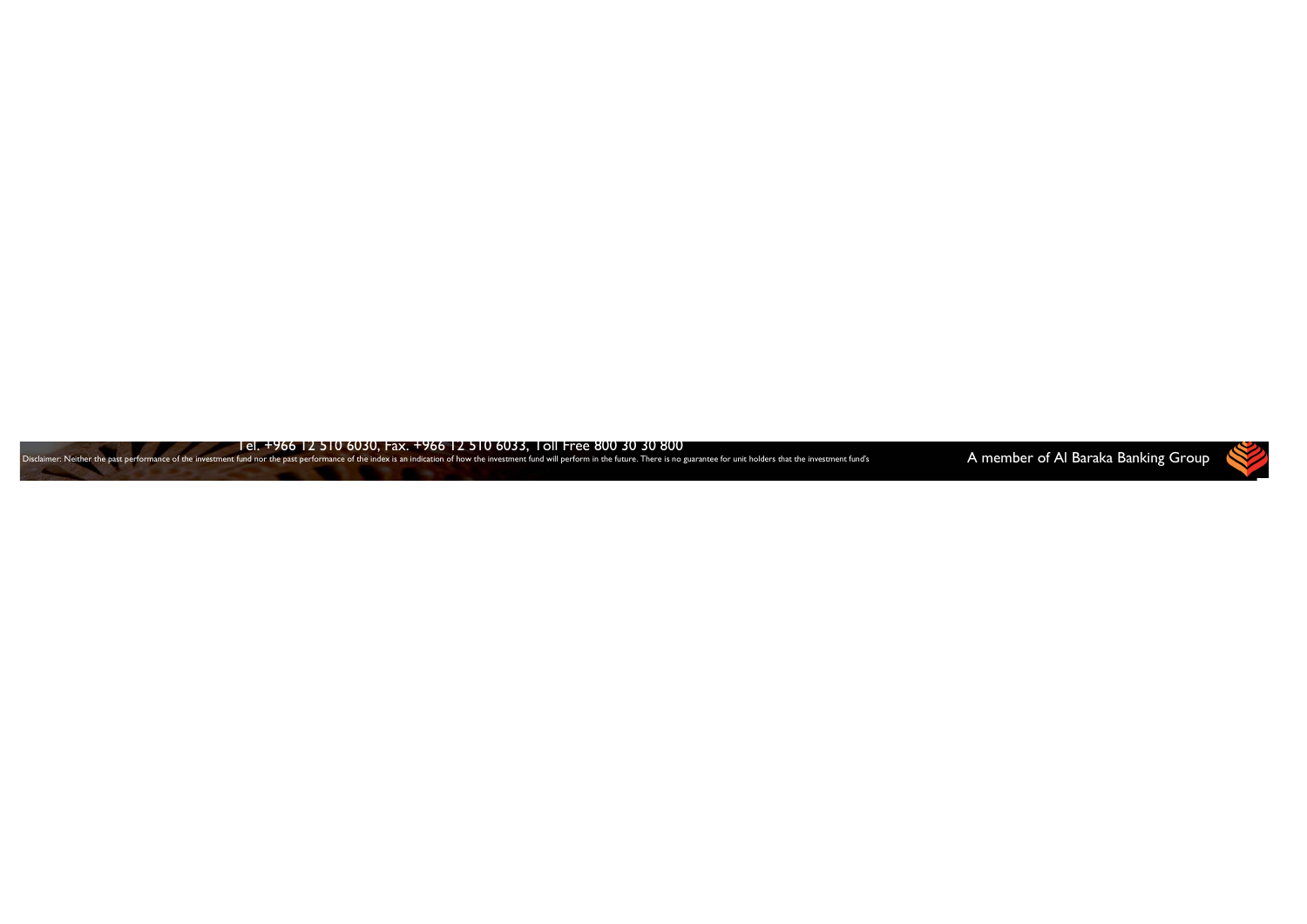Tel. +966 12 510 6030, Fax. +966 12 510 6033, Toll Free 800 30 30 800

Disclaimer: Neither the past performance of the investment fund nor the past performance of the index is an indication of how the investment fund will perform in the future. There is no guarantee for unit holders that the investment fund's

A member of Al Baraka Banking Group